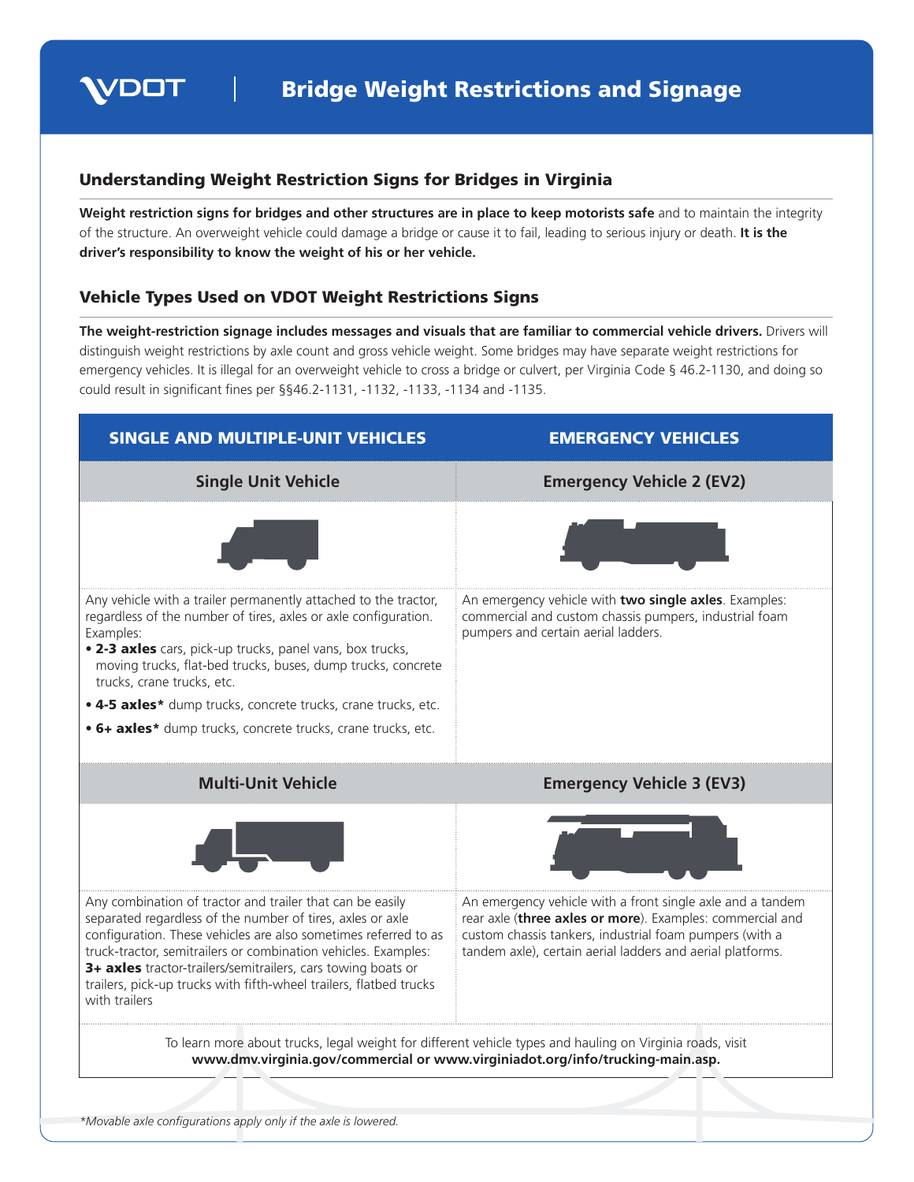# Bridge Weight Restrictions and Signage

## Understanding Weight Restriction Signs for Bridges in Virginia

**Weight restriction signs for bridges and other structures are in place to keep motorists safe** and to maintain the integrity of the structure. An overweight vehicle could damage a bridge or cause it to fail, leading to serious injury or death. **It is the driver's responsibility to know the weight of his or her vehicle.**

## Vehicle Types Used on VDOT Weight Restrictions Signs

**The weight-restriction signage includes messages and visuals that are familiar to commercial vehicle drivers.** Drivers will distinguish weight restrictions by axle count and gross vehicle weight. Some bridges may have separate weight restrictions for emergency vehicles. It is illegal for an overweight vehicle to cross a bridge or culvert, per Virginia Code § 46.2-1130, and doing so could result in significant fines per §§46.2-1131, -1132, -1133, -1134 and -1135.

| SINGLE AND MULTIPLE-UNIT VEHICLES | EMERGENCY VEHICLES |
|---|---|
| **Single Unit Vehicle** | **Emergency Vehicle 2 (EV2)** |
| Any vehicle with a trailer permanently attached to the tractor, regardless of the number of tires, axles or axle configuration. Examples:<br>• **2-3 axles** cars, pick-up trucks, panel vans, box trucks, moving trucks, flat-bed trucks, buses, dump trucks, concrete trucks, crane trucks, etc.<br>• **4-5 axles*** dump trucks, concrete trucks, crane trucks, etc.<br>• **6+ axles*** dump trucks, concrete trucks, crane trucks, etc. | An emergency vehicle with **two single axles**. Examples: commercial and custom chassis pumpers, industrial foam pumpers and certain aerial ladders. |
| **Multi-Unit Vehicle** | **Emergency Vehicle 3 (EV3)** |
| Any combination of tractor and trailer that can be easily separated regardless of the number of tires, axles or axle configuration. These vehicles are also sometimes referred to as truck-tractor, semitrailers or combination vehicles. Examples: **3+ axles** tractor-trailers/semitrailers, cars towing boats or trailers, pick-up trucks with fifth-wheel trailers, flatbed trucks with trailers | An emergency vehicle with a front single axle and a tandem rear axle (**three axles or more**). Examples: commercial and custom chassis tankers, industrial foam pumpers (with a tandem axle), certain aerial ladders and aerial platforms. |

To learn more about trucks, legal weight for different vehicle types and hauling on Virginia roads, visit **www.dmv.virginia.gov/commercial or www.virginiadot.org/info/trucking-main.asp.**

*Movable axle configurations apply only if the axle is lowered.*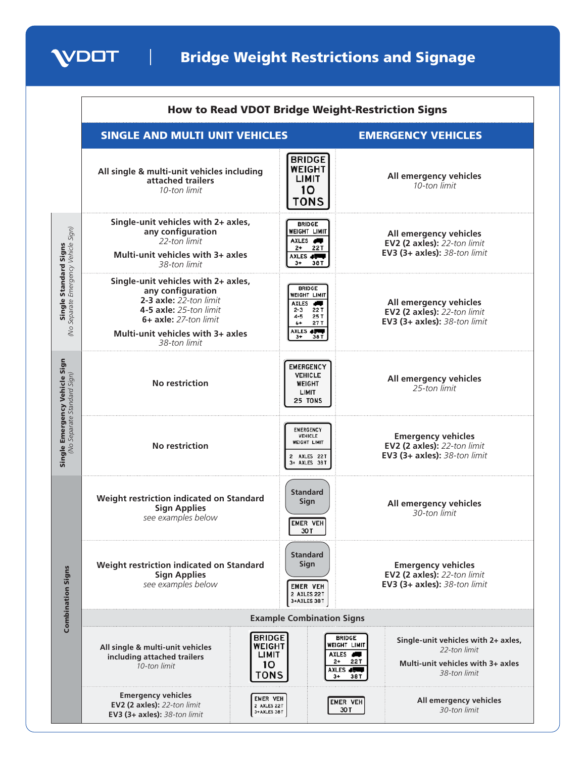# Bridge Weight Restrictions and Signage

## How to Read VDOT Bridge Weight-Restriction Signs

| Sign Category | Single and Multi Unit Vehicles | Sign | Emergency Vehicles |
|---|---|---|---|
| | **All single & multi-unit vehicles including attached trailers** *10-ton limit* | BRIDGE WEIGHT LIMIT 10 TONS | **All emergency vehicles** *10-ton limit* |
| Single Standard Signs *(No Separate Emergency Vehicle Sign)* | **Single-unit vehicles with 2+ axles, any configuration** *22-ton limit* **Multi-unit vehicles with 3+ axles** *38-ton limit* | BRIDGE WEIGHT LIMIT AXLES 2+ 22 T AXLES 3+ 38 T | **All emergency vehicles** **EV2 (2 axles):** *22-ton limit* **EV3 (3+ axles):** *38-ton limit* |
| Single Standard Signs *(No Separate Emergency Vehicle Sign)* | **Single-unit vehicles with 2+ axles, any configuration** **2-3 axle:** *22-ton limit* **4-5 axle:** *25-ton limit* **6+ axle:** *27-ton limit* **Multi-unit vehicles with 3+ axles** *38-ton limit* | BRIDGE WEIGHT LIMIT AXLES 2-3 22 T 4-5 25 T 6+ 27 T AXLES 3+ 38 T | **All emergency vehicles** **EV2 (2 axles):** *22-ton limit* **EV3 (3+ axles):** *38-ton limit* |
| Single Emergency Vehicle Sign *(No Separate Standard Sign)* | **No restriction** | EMERGENCY VEHICLE WEIGHT LIMIT 25 TONS | **All emergency vehicles** *25-ton limit* |
| Single Emergency Vehicle Sign *(No Separate Standard Sign)* | **No restriction** | EMERGENCY VEHICLE WEIGHT LIMIT 2 AXLES 22T 3+ AXLES 38T | **Emergency vehicles** **EV2 (2 axles):** *22-ton limit* **EV3 (3+ axles):** *38-ton limit* |
| Combination Signs | **Weight restriction indicated on Standard Sign Applies** *see examples below* | Standard Sign / EMER VEH 30T | **All emergency vehicles** *30-ton limit* |
| Combination Signs | **Weight restriction indicated on Standard Sign Applies** *see examples below* | Standard Sign / EMER VEH 2 AXLES 22T 3+AXLES 38T | **Emergency vehicles** **EV2 (2 axles):** *22-ton limit* **EV3 (3+ axles):** *38-ton limit* |

### Example Combination Signs

| | | | |
|---|---|---|---|
| **All single & multi-unit vehicles including attached trailers** *10-ton limit* | BRIDGE WEIGHT LIMIT 10 TONS | BRIDGE WEIGHT LIMIT AXLES 2+ 22T AXLES 3+ 38T | **Single-unit vehicles with 2+ axles,** *22-ton limit* **Multi-unit vehicles with 3+ axles** *38-ton limit* |
| **Emergency vehicles** **EV2 (2 axles):** *22-ton limit* **EV3 (3+ axles):** *38-ton limit* | EMER VEH 2 AXLES 22T 3+AXLES 38T | EMER VEH 30T | **All emergency vehicles** *30-ton limit* |